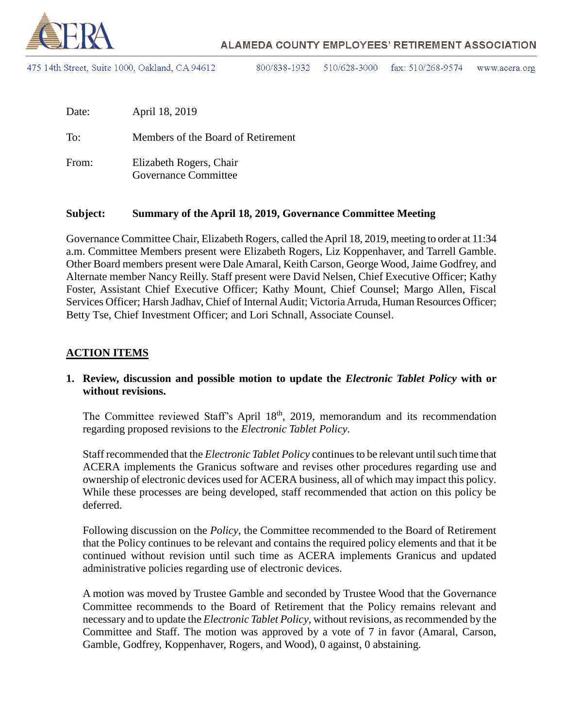**ALAMEDA COUNTY EMPLOYEES' RETIREMENT ASSOCIATION**

475 14th Street, Suite 1000, Oakland, CA 94612 800/838-1932 510/628-3000 fax: 510/268-9574 www.acera.org

Date: April 18, 2019

To: Members of the Board of Retirement

From: Elizabeth Rogers, Chair
Governance Committee

**Subject: Summary of the April 18, 2019, Governance Committee Meeting**

Governance Committee Chair, Elizabeth Rogers, called the April 18, 2019, meeting to order at 11:34 a.m. Committee Members present were Elizabeth Rogers, Liz Koppenhaver, and Tarrell Gamble. Other Board members present were Dale Amaral, Keith Carson, George Wood, Jaime Godfrey, and Alternate member Nancy Reilly. Staff present were David Nelsen, Chief Executive Officer; Kathy Foster, Assistant Chief Executive Officer; Kathy Mount, Chief Counsel; Margo Allen, Fiscal Services Officer; Harsh Jadhav, Chief of Internal Audit; Victoria Arruda, Human Resources Officer; Betty Tse, Chief Investment Officer; and Lori Schnall, Associate Counsel.

## ACTION ITEMS

**1. Review, discussion and possible motion to update the *Electronic Tablet Policy* with or without revisions.**

The Committee reviewed Staff's April 18th, 2019, memorandum and its recommendation regarding proposed revisions to the *Electronic Tablet Policy*.

Staff recommended that the *Electronic Tablet Policy* continues to be relevant until such time that ACERA implements the Granicus software and revises other procedures regarding use and ownership of electronic devices used for ACERA business, all of which may impact this policy. While these processes are being developed, staff recommended that action on this policy be deferred.

Following discussion on the *Policy*, the Committee recommended to the Board of Retirement that the Policy continues to be relevant and contains the required policy elements and that it be continued without revision until such time as ACERA implements Granicus and updated administrative policies regarding use of electronic devices.

A motion was moved by Trustee Gamble and seconded by Trustee Wood that the Governance Committee recommends to the Board of Retirement that the Policy remains relevant and necessary and to update the *Electronic Tablet Policy*, without revisions, as recommended by the Committee and Staff. The motion was approved by a vote of 7 in favor (Amaral, Carson, Gamble, Godfrey, Koppenhaver, Rogers, and Wood), 0 against, 0 abstaining.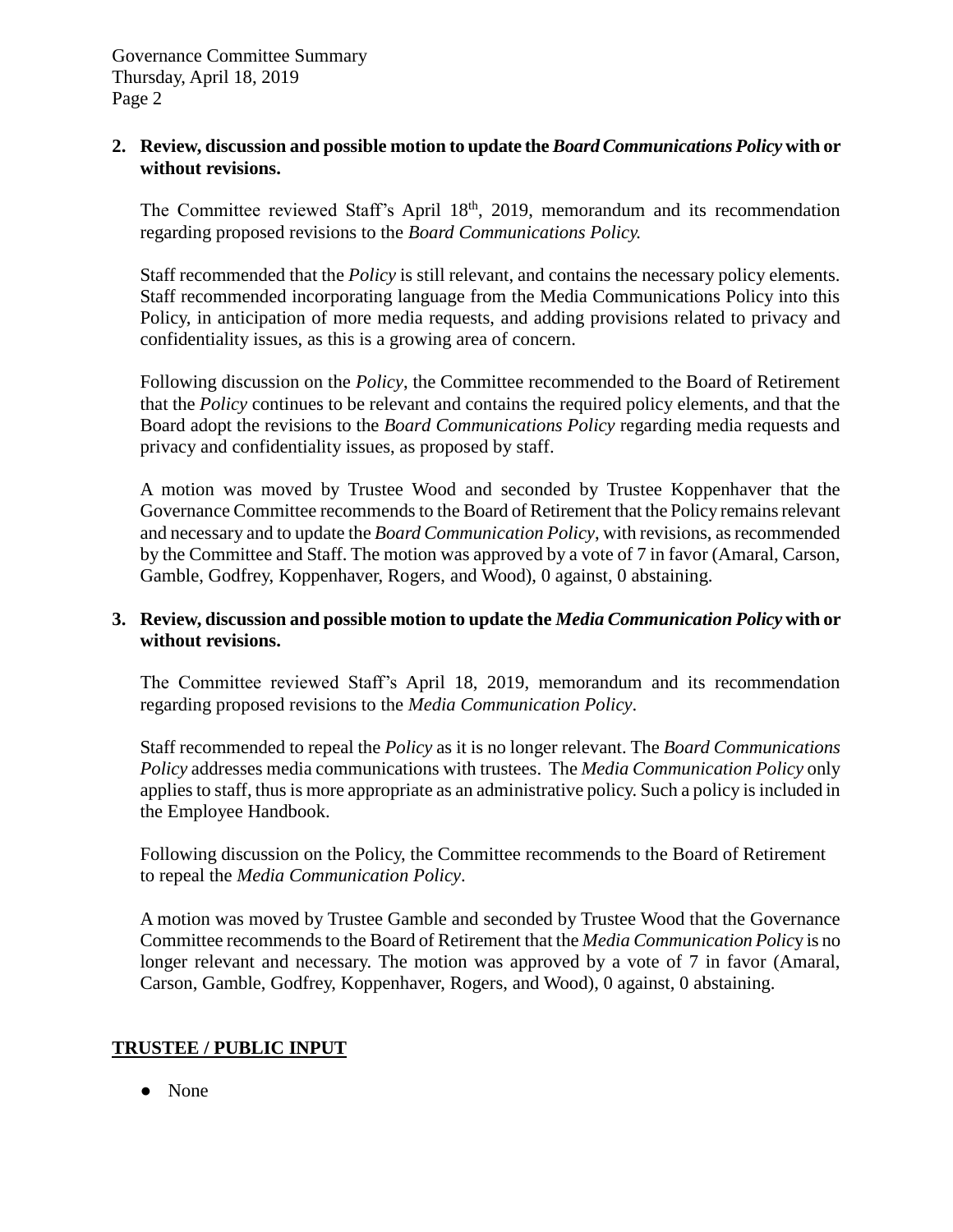**2. Review, discussion and possible motion to update the *Board Communications Policy* with or without revisions.**

The Committee reviewed Staff's April 18th, 2019, memorandum and its recommendation regarding proposed revisions to the *Board Communications Policy.*

Staff recommended that the *Policy* is still relevant, and contains the necessary policy elements. Staff recommended incorporating language from the Media Communications Policy into this Policy, in anticipation of more media requests, and adding provisions related to privacy and confidentiality issues, as this is a growing area of concern.

Following discussion on the *Policy*, the Committee recommended to the Board of Retirement that the *Policy* continues to be relevant and contains the required policy elements, and that the Board adopt the revisions to the *Board Communications Policy* regarding media requests and privacy and confidentiality issues, as proposed by staff.

A motion was moved by Trustee Wood and seconded by Trustee Koppenhaver that the Governance Committee recommends to the Board of Retirement that the Policy remains relevant and necessary and to update the *Board Communication Policy*, with revisions, as recommended by the Committee and Staff. The motion was approved by a vote of 7 in favor (Amaral, Carson, Gamble, Godfrey, Koppenhaver, Rogers, and Wood), 0 against, 0 abstaining.

**3. Review, discussion and possible motion to update the *Media Communication Policy* with or without revisions.**

The Committee reviewed Staff's April 18, 2019, memorandum and its recommendation regarding proposed revisions to the *Media Communication Policy*.

Staff recommended to repeal the *Policy* as it is no longer relevant. The *Board Communications Policy* addresses media communications with trustees. The *Media Communication Policy* only applies to staff, thus is more appropriate as an administrative policy. Such a policy is included in the Employee Handbook.

Following discussion on the Policy, the Committee recommends to the Board of Retirement to repeal the *Media Communication Policy*.

A motion was moved by Trustee Gamble and seconded by Trustee Wood that the Governance Committee recommends to the Board of Retirement that the *Media Communication Polic*y is no longer relevant and necessary. The motion was approved by a vote of 7 in favor (Amaral, Carson, Gamble, Godfrey, Koppenhaver, Rogers, and Wood), 0 against, 0 abstaining.

## TRUSTEE / PUBLIC INPUT

- None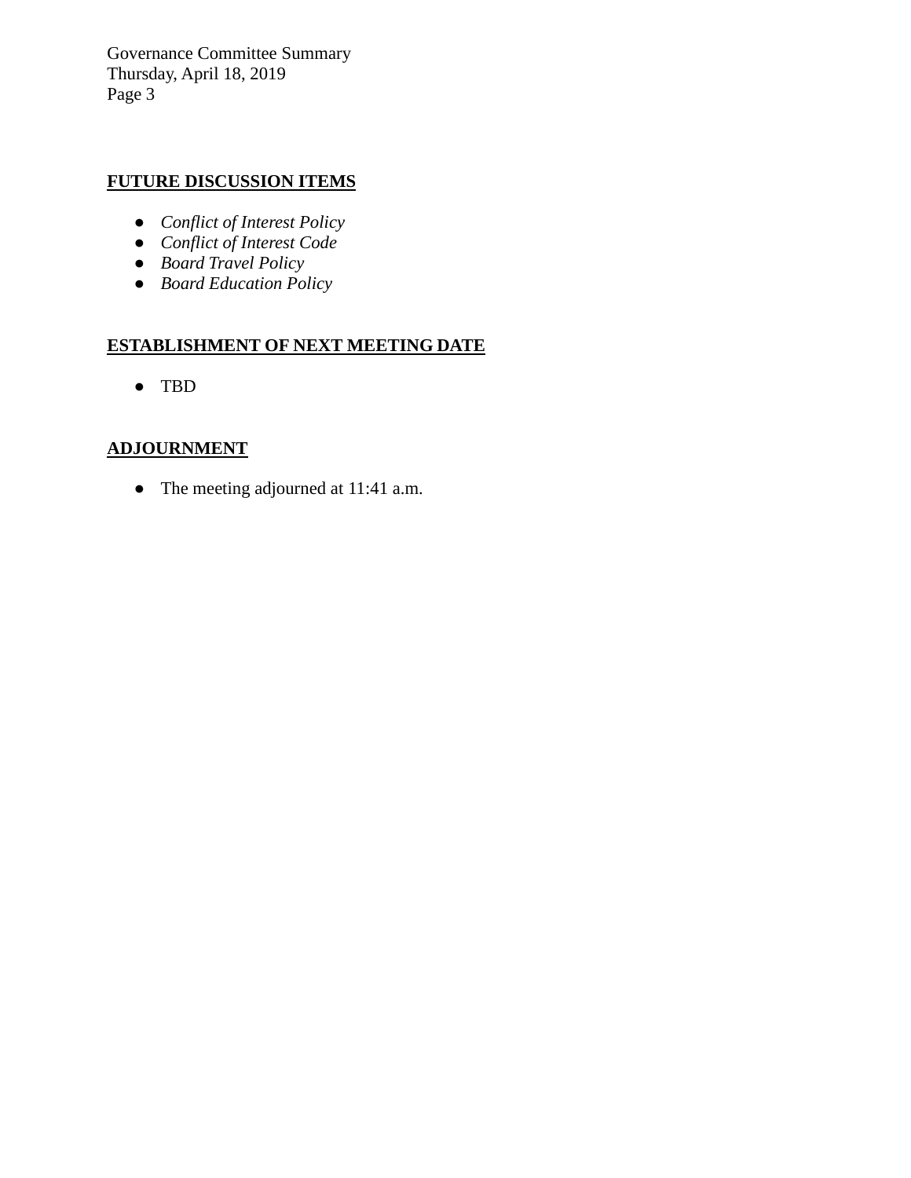## FUTURE DISCUSSION ITEMS

- *Conflict of Interest Policy*
- *Conflict of Interest Code*
- *Board Travel Policy*
- *Board Education Policy*

## ESTABLISHMENT OF NEXT MEETING DATE

- TBD

## ADJOURNMENT

- The meeting adjourned at 11:41 a.m.